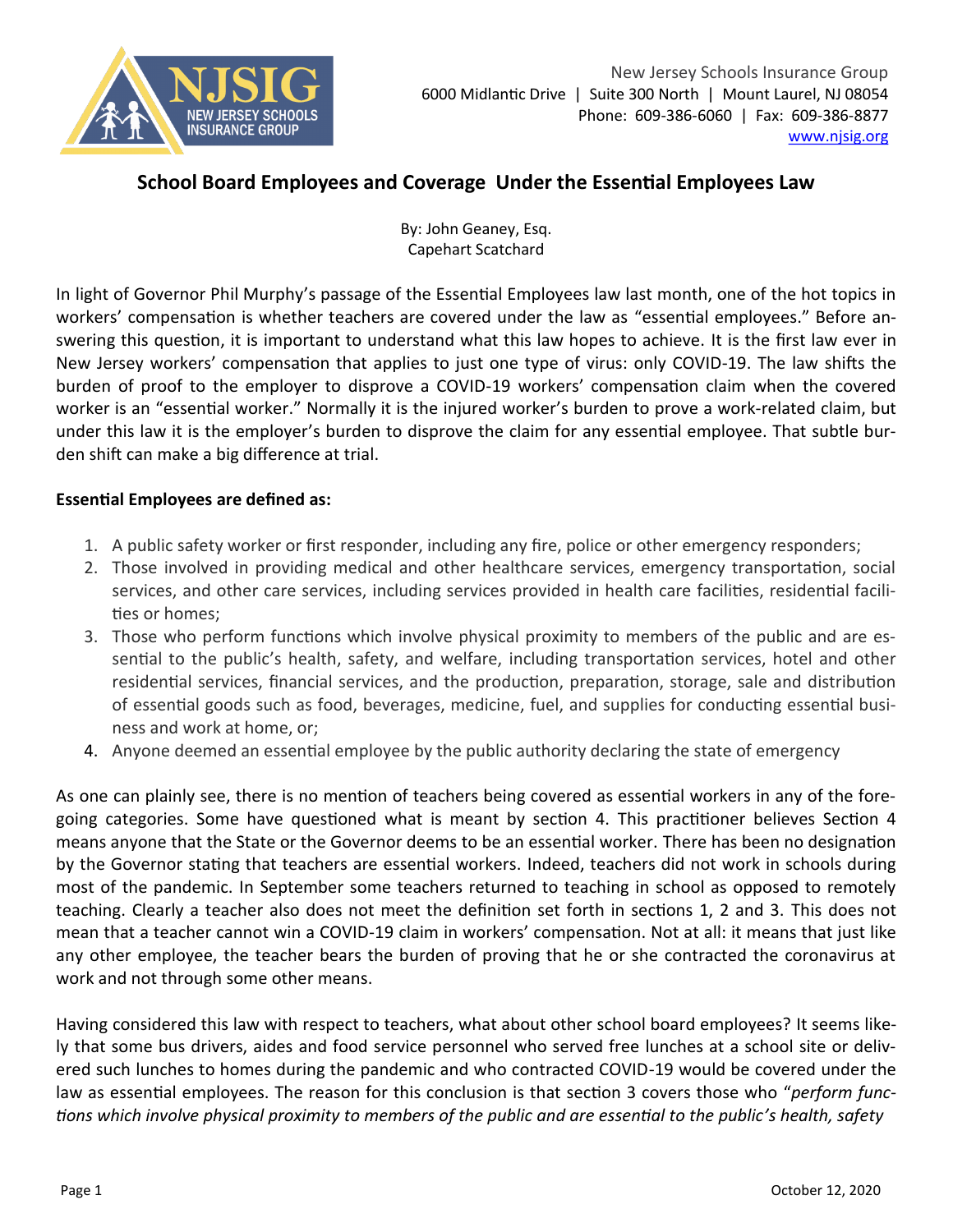New Jersey Schools Insurance Group
6000 Midlantic Drive | Suite 300 North | Mount Laurel, NJ 08054
Phone: 609-386-6060 | Fax: 609-386-8877
www.njsig.org

# School Board Employees and Coverage Under the Essential Employees Law

By: John Geaney, Esq.
Capehart Scatchard

In light of Governor Phil Murphy's passage of the Essential Employees law last month, one of the hot topics in workers' compensation is whether teachers are covered under the law as "essential employees." Before answering this question, it is important to understand what this law hopes to achieve. It is the first law ever in New Jersey workers' compensation that applies to just one type of virus: only COVID-19. The law shifts the burden of proof to the employer to disprove a COVID-19 workers' compensation claim when the covered worker is an "essential worker." Normally it is the injured worker's burden to prove a work-related claim, but under this law it is the employer's burden to disprove the claim for any essential employee. That subtle burden shift can make a big difference at trial.

**Essential Employees are defined as:**

1. A public safety worker or first responder, including any fire, police or other emergency responders;
2. Those involved in providing medical and other healthcare services, emergency transportation, social services, and other care services, including services provided in health care facilities, residential facilities or homes;
3. Those who perform functions which involve physical proximity to members of the public and are essential to the public's health, safety, and welfare, including transportation services, hotel and other residential services, financial services, and the production, preparation, storage, sale and distribution of essential goods such as food, beverages, medicine, fuel, and supplies for conducting essential business and work at home, or;
4. Anyone deemed an essential employee by the public authority declaring the state of emergency

As one can plainly see, there is no mention of teachers being covered as essential workers in any of the foregoing categories. Some have questioned what is meant by section 4. This practitioner believes Section 4 means anyone that the State or the Governor deems to be an essential worker. There has been no designation by the Governor stating that teachers are essential workers. Indeed, teachers did not work in schools during most of the pandemic. In September some teachers returned to teaching in school as opposed to remotely teaching. Clearly a teacher also does not meet the definition set forth in sections 1, 2 and 3. This does not mean that a teacher cannot win a COVID-19 claim in workers' compensation. Not at all: it means that just like any other employee, the teacher bears the burden of proving that he or she contracted the coronavirus at work and not through some other means.

Having considered this law with respect to teachers, what about other school board employees? It seems likely that some bus drivers, aides and food service personnel who served free lunches at a school site or delivered such lunches to homes during the pandemic and who contracted COVID-19 would be covered under the law as essential employees. The reason for this conclusion is that section 3 covers those who "*perform functions which involve physical proximity to members of the public and are essential to the public's health, safety*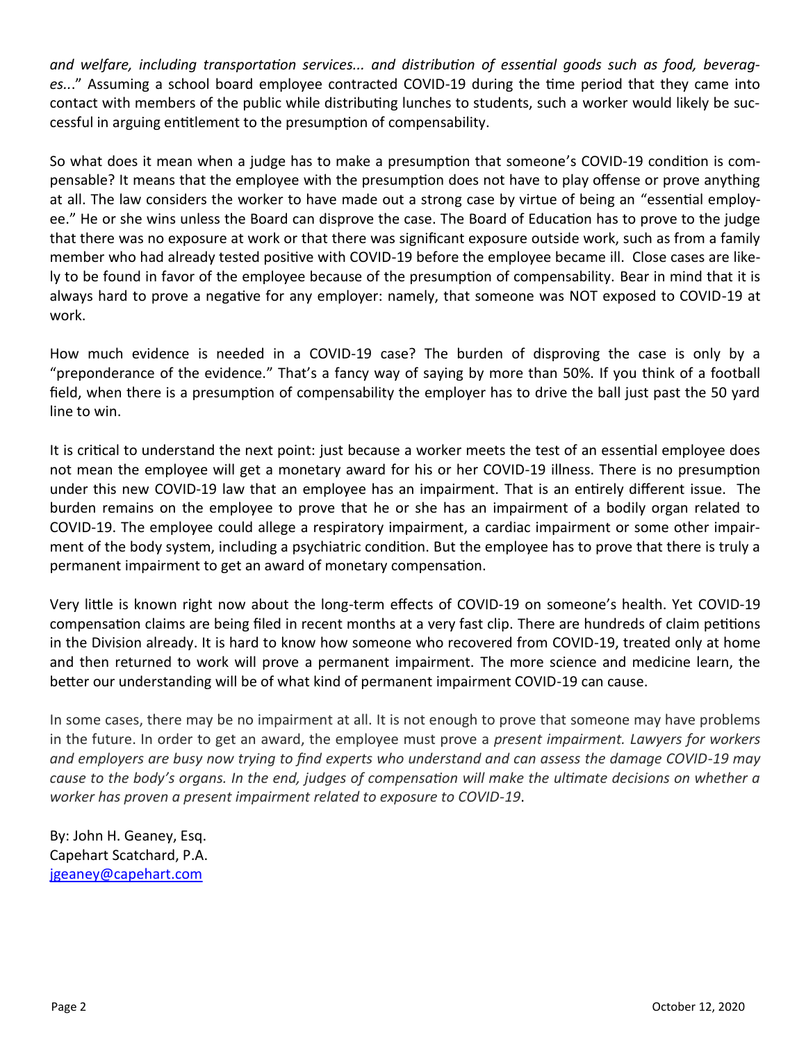*and welfare, including transportation services... and distribution of essential goods such as food, beverages...*" Assuming a school board employee contracted COVID-19 during the time period that they came into contact with members of the public while distributing lunches to students, such a worker would likely be successful in arguing entitlement to the presumption of compensability.

So what does it mean when a judge has to make a presumption that someone's COVID-19 condition is compensable? It means that the employee with the presumption does not have to play offense or prove anything at all. The law considers the worker to have made out a strong case by virtue of being an "essential employee." He or she wins unless the Board can disprove the case. The Board of Education has to prove to the judge that there was no exposure at work or that there was significant exposure outside work, such as from a family member who had already tested positive with COVID-19 before the employee became ill. Close cases are likely to be found in favor of the employee because of the presumption of compensability. Bear in mind that it is always hard to prove a negative for any employer: namely, that someone was NOT exposed to COVID-19 at work.

How much evidence is needed in a COVID-19 case? The burden of disproving the case is only by a "preponderance of the evidence." That's a fancy way of saying by more than 50%. If you think of a football field, when there is a presumption of compensability the employer has to drive the ball just past the 50 yard line to win.

It is critical to understand the next point: just because a worker meets the test of an essential employee does not mean the employee will get a monetary award for his or her COVID-19 illness. There is no presumption under this new COVID-19 law that an employee has an impairment. That is an entirely different issue. The burden remains on the employee to prove that he or she has an impairment of a bodily organ related to COVID-19. The employee could allege a respiratory impairment, a cardiac impairment or some other impairment of the body system, including a psychiatric condition. But the employee has to prove that there is truly a permanent impairment to get an award of monetary compensation.

Very little is known right now about the long-term effects of COVID-19 on someone's health. Yet COVID-19 compensation claims are being filed in recent months at a very fast clip. There are hundreds of claim petitions in the Division already. It is hard to know how someone who recovered from COVID-19, treated only at home and then returned to work will prove a permanent impairment. The more science and medicine learn, the better our understanding will be of what kind of permanent impairment COVID-19 can cause.

In some cases, there may be no impairment at all. It is not enough to prove that someone may have problems in the future. In order to get an award, the employee must prove a *present impairment. Lawyers for workers and employers are busy now trying to find experts who understand and can assess the damage COVID-19 may cause to the body's organs. In the end, judges of compensation will make the ultimate decisions on whether a worker has proven a present impairment related to exposure to COVID-19*.

By: John H. Geaney, Esq.
Capehart Scatchard, P.A.
jgeaney@capehart.com